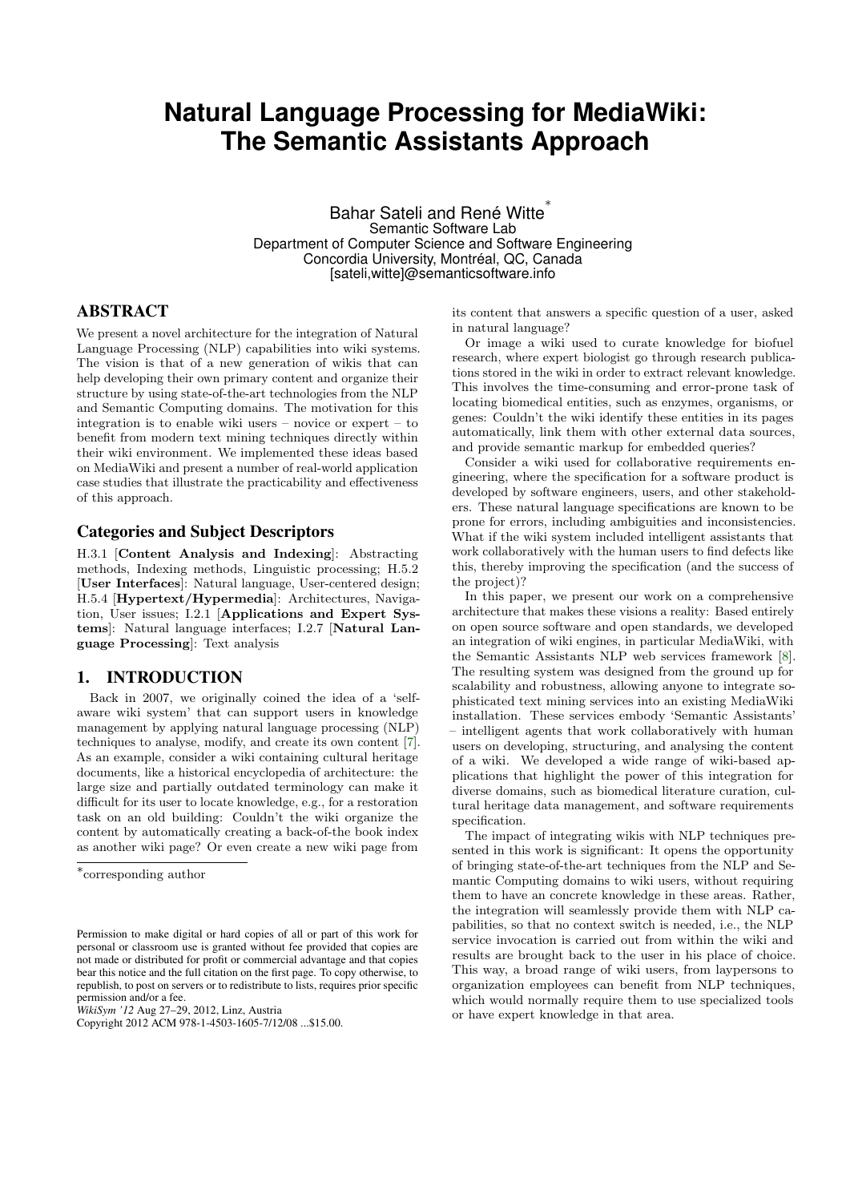# Natural Language Processing for MediaWiki: The Semantic Assistants Approach

Bahar Sateli and René Witte[*]
Semantic Software Lab
Department of Computer Science and Software Engineering
Concordia University, Montréal, QC, Canada
[sateli,witte]@semanticsoftware.info

## ABSTRACT

We present a novel architecture for the integration of Natural Language Processing (NLP) capabilities into wiki systems. The vision is that of a new generation of wikis that can help developing their own primary content and organize their structure by using state-of-the-art technologies from the NLP and Semantic Computing domains. The motivation for this integration is to enable wiki users – novice or expert – to benefit from modern text mining techniques directly within their wiki environment. We implemented these ideas based on MediaWiki and present a number of real-world application case studies that illustrate the practicability and effectiveness of this approach.

### Categories and Subject Descriptors

H.3.1 [**Content Analysis and Indexing**]: Abstracting methods, Indexing methods, Linguistic processing; H.5.2 [**User Interfaces**]: Natural language, User-centered design; H.5.4 [**Hypertext/Hypermedia**]: Architectures, Navigation, User issues; I.2.1 [**Applications and Expert Systems**]: Natural language interfaces; I.2.7 [**Natural Language Processing**]: Text analysis

## 1. INTRODUCTION

Back in 2007, we originally coined the idea of a 'self-aware wiki system' that can support users in knowledge management by applying natural language processing (NLP) techniques to analyse, modify, and create its own content [7]. As an example, consider a wiki containing cultural heritage documents, like a historical encyclopedia of architecture: the large size and partially outdated terminology can make it difficult for its user to locate knowledge, e.g., for a restoration task on an old building: Couldn't the wiki organize the content by automatically creating a back-of-the book index as another wiki page? Or even create a new wiki page from its content that answers a specific question of a user, asked in natural language?

Or image a wiki used to curate knowledge for biofuel research, where expert biologist go through research publications stored in the wiki in order to extract relevant knowledge. This involves the time-consuming and error-prone task of locating biomedical entities, such as enzymes, organisms, or genes: Couldn't the wiki identify these entities in its pages automatically, link them with other external data sources, and provide semantic markup for embedded queries?

Consider a wiki used for collaborative requirements engineering, where the specification for a software product is developed by software engineers, users, and other stakeholders. These natural language specifications are known to be prone for errors, including ambiguities and inconsistencies. What if the wiki system included intelligent assistants that work collaboratively with the human users to find defects like this, thereby improving the specification (and the success of the project)?

In this paper, we present our work on a comprehensive architecture that makes these visions a reality: Based entirely on open source software and open standards, we developed an integration of wiki engines, in particular MediaWiki, with the Semantic Assistants NLP web services framework [8]. The resulting system was designed from the ground up for scalability and robustness, allowing anyone to integrate sophisticated text mining services into an existing MediaWiki installation. These services embody 'Semantic Assistants' – intelligent agents that work collaboratively with human users on developing, structuring, and analysing the content of a wiki. We developed a wide range of wiki-based applications that highlight the power of this integration for diverse domains, such as biomedical literature curation, cultural heritage data management, and software requirements specification.

The impact of integrating wikis with NLP techniques presented in this work is significant: It opens the opportunity of bringing state-of-the-art techniques from the NLP and Semantic Computing domains to wiki users, without requiring them to have an concrete knowledge in these areas. Rather, the integration will seamlessly provide them with NLP capabilities, so that no context switch is needed, i.e., the NLP service invocation is carried out from within the wiki and results are brought back to the user in his place of choice. This way, a broad range of wiki users, from laypersons to organization employees can benefit from NLP techniques, which would normally require them to use specialized tools or have expert knowledge in that area.

[*]corresponding author

Permission to make digital or hard copies of all or part of this work for personal or classroom use is granted without fee provided that copies are not made or distributed for profit or commercial advantage and that copies bear this notice and the full citation on the first page. To copy otherwise, to republish, to post on servers or to redistribute to lists, requires prior specific permission and/or a fee.
*WikiSym '12* Aug 27–29, 2012, Linz, Austria
Copyright 2012 ACM 978-1-4503-1605-7/12/08 ...$15.00.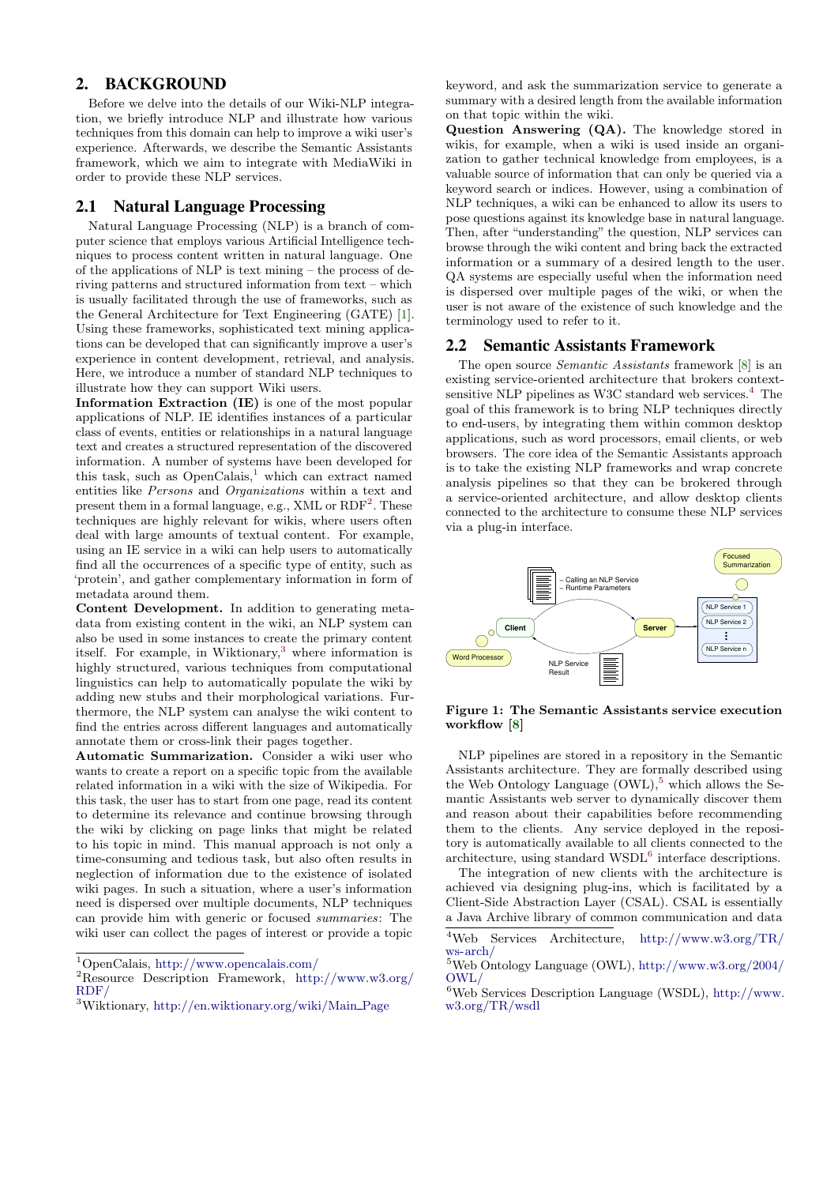## 2. BACKGROUND

Before we delve into the details of our Wiki-NLP integration, we briefly introduce NLP and illustrate how various techniques from this domain can help to improve a wiki user's experience. Afterwards, we describe the Semantic Assistants framework, which we aim to integrate with MediaWiki in order to provide these NLP services.

### 2.1 Natural Language Processing

Natural Language Processing (NLP) is a branch of computer science that employs various Artificial Intelligence techniques to process content written in natural language. One of the applications of NLP is text mining – the process of deriving patterns and structured information from text – which is usually facilitated through the use of frameworks, such as the General Architecture for Text Engineering (GATE) [1]. Using these frameworks, sophisticated text mining applications can be developed that can significantly improve a user's experience in content development, retrieval, and analysis. Here, we introduce a number of standard NLP techniques to illustrate how they can support Wiki users.

**Information Extraction (IE)** is one of the most popular applications of NLP. IE identifies instances of a particular class of events, entities or relationships in a natural language text and creates a structured representation of the discovered information. A number of systems have been developed for this task, such as OpenCalais,[1] which can extract named entities like *Persons* and *Organizations* within a text and present them in a formal language, e.g., XML or RDF[2]. These techniques are highly relevant for wikis, where users often deal with large amounts of textual content. For example, using an IE service in a wiki can help users to automatically find all the occurrences of a specific type of entity, such as 'protein', and gather complementary information in form of metadata around them.

**Content Development.** In addition to generating metadata from existing content in the wiki, an NLP system can also be used in some instances to create the primary content itself. For example, in Wiktionary,[3] where information is highly structured, various techniques from computational linguistics can help to automatically populate the wiki by adding new stubs and their morphological variations. Furthermore, the NLP system can analyse the wiki content to find the entries across different languages and automatically annotate them or cross-link their pages together.

**Automatic Summarization.** Consider a wiki user who wants to create a report on a specific topic from the available related information in a wiki with the size of Wikipedia. For this task, the user has to start from one page, read its content to determine its relevance and continue browsing through the wiki by clicking on page links that might be related to his topic in mind. This manual approach is not only a time-consuming and tedious task, but also often results in neglection of information due to the existence of isolated wiki pages. In such a situation, where a user's information need is dispersed over multiple documents, NLP techniques can provide him with generic or focused *summaries*: The wiki user can collect the pages of interest or provide a topic keyword, and ask the summarization service to generate a summary with a desired length from the available information on that topic within the wiki.

**Question Answering (QA).** The knowledge stored in wikis, for example, when a wiki is used inside an organization to gather technical knowledge from employees, is a valuable source of information that can only be queried via a keyword search or indices. However, using a combination of NLP techniques, a wiki can be enhanced to allow its users to pose questions against its knowledge base in natural language. Then, after "understanding" the question, NLP services can browse through the wiki content and bring back the extracted information or a summary of a desired length to the user. QA systems are especially useful when the information need is dispersed over multiple pages of the wiki, or when the user is not aware of the existence of such knowledge and the terminology used to refer to it.

### 2.2 Semantic Assistants Framework

The open source *Semantic Assistants* framework [8] is an existing service-oriented architecture that brokers context-sensitive NLP pipelines as W3C standard web services.[4] The goal of this framework is to bring NLP techniques directly to end-users, by integrating them within common desktop applications, such as word processors, email clients, or web browsers. The core idea of the Semantic Assistants approach is to take the existing NLP frameworks and wrap concrete analysis pipelines so that they can be brokered through a service-oriented architecture, and allow desktop clients connected to the architecture to consume these NLP services via a plug-in interface.

Focused Summarization

– Calling an NLP Service
– Runtime Parameters

Client

Server

NLP Service 1
NLP Service 2
NLP Service n

Word Processor

NLP Service Result

**Figure 1: The Semantic Assistants service execution workflow [8]**

NLP pipelines are stored in a repository in the Semantic Assistants architecture. They are formally described using the Web Ontology Language (OWL),[5] which allows the Semantic Assistants web server to dynamically discover them and reason about their capabilities before recommending them to the clients. Any service deployed in the repository is automatically available to all clients connected to the architecture, using standard WSDL[6] interface descriptions.

The integration of new clients with the architecture is achieved via designing plug-ins, which is facilitated by a Client-Side Abstraction Layer (CSAL). CSAL is essentially a Java Archive library of common communication and data

[1]OpenCalais, http://www.opencalais.com/

[2]Resource Description Framework, http://www.w3.org/RDF/

[3]Wiktionary, http://en.wiktionary.org/wiki/Main_Page

[4]Web Services Architecture, http://www.w3.org/TR/ws-arch/

[5]Web Ontology Language (OWL), http://www.w3.org/2004/OWL/

[6]Web Services Description Language (WSDL), http://www.w3.org/TR/wsdl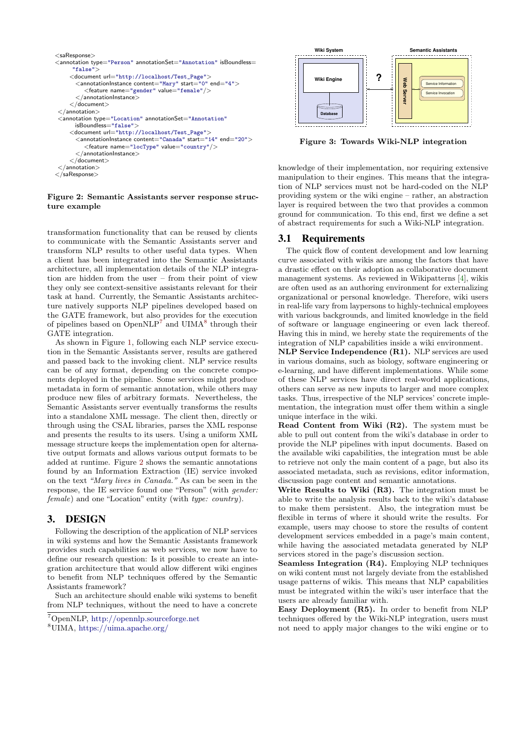```
<saResponse>
<annotation type="Person" annotationSet="Annotation" isBoundless=
    "false">
    <document url="http://localhost/Test_Page">
      <annotationInstance content="Mary" start="0" end="4">
        <feature name="gender" value="female"/>
      </annotationInstance>
    </document>
 </annotation>
 <annotation type="Location" annotationSet="Annotation"
    isBoundless="false">
    <document url="http://localhost/Test_Page">
      <annotationInstance content="Canada" start="14" end="20">
        <feature name="locType" value="country"/>
      </annotationInstance>
    </document>
 </annotation>
</saResponse>
```

**Figure 2: Semantic Assistants server response structure example**

transformation functionality that can be reused by clients to communicate with the Semantic Assistants server and transform NLP results to other useful data types. When a client has been integrated into the Semantic Assistants architecture, all implementation details of the NLP integration are hidden from the user – from their point of view they only see context-sensitive assistants relevant for their task at hand. Currently, the Semantic Assistants architecture natively supports NLP pipelines developed based on the GATE framework, but also provides for the execution of pipelines based on OpenNLP[7] and UIMA[8] through their GATE integration.

As shown in Figure 1, following each NLP service execution in the Semantic Assistants server, results are gathered and passed back to the invoking client. NLP service results can be of any format, depending on the concrete components deployed in the pipeline. Some services might produce metadata in form of semantic annotation, while others may produce new files of arbitrary formats. Nevertheless, the Semantic Assistants server eventually transforms the results into a standalone XML message. The client then, directly or through using the CSAL libraries, parses the XML response and presents the results to its users. Using a uniform XML message structure keeps the implementation open for alternative output formats and allows various output formats to be added at runtime. Figure 2 shows the semantic annotations found by an Information Extraction (IE) service invoked on the text *"Mary lives in Canada."* As can be seen in the response, the IE service found one "Person" (with *gender: female*) and one "Location" entity (with *type: country*).

# 3. DESIGN

Following the description of the application of NLP services in wiki systems and how the Semantic Assistants framework provides such capabilities as web services, we now have to define our research question: Is it possible to create an integration architecture that would allow different wiki engines to benefit from NLP techniques offered by the Semantic Assistants framework?

Such an architecture should enable wiki systems to benefit from NLP techniques, without the need to have a concrete knowledge of their implementation, nor requiring extensive manipulation to their engines. This means that the integration of NLP services must not be hard-coded on the NLP providing system or the wiki engine – rather, an abstraction layer is required between the two that provides a common ground for communication. To this end, first we define a set of abstract requirements for such a Wiki-NLP integration.

[7]OpenNLP, http://opennlp.sourceforge.net

[8]UIMA, https://uima.apache.org/

**Figure 3: Towards Wiki-NLP integration**

## 3.1 Requirements

The quick flow of content development and low learning curve associated with wikis are among the factors that have a drastic effect on their adoption as collaborative document management systems. As reviewed in Wikipatterns [4], wikis are often used as an authoring environment for externalizing organizational or personal knowledge. Therefore, wiki users in real-life vary from laypersons to highly-technical employees with various backgrounds, and limited knowledge in the field of software or language engineering or even lack thereof. Having this in mind, we hereby state the requirements of the integration of NLP capabilities inside a wiki environment.

**NLP Service Independence (R1).** NLP services are used in various domains, such as biology, software engineering or e-learning, and have different implementations. While some of these NLP services have direct real-world applications, others can serve as new inputs to larger and more complex tasks. Thus, irrespective of the NLP services' concrete implementation, the integration must offer them within a single unique interface in the wiki.

**Read Content from Wiki (R2).** The system must be able to pull out content from the wiki's database in order to provide the NLP pipelines with input documents. Based on the available wiki capabilities, the integration must be able to retrieve not only the main content of a page, but also its associated metadata, such as revisions, editor information, discussion page content and semantic annotations.

**Write Results to Wiki (R3).** The integration must be able to write the analysis results back to the wiki's database to make them persistent. Also, the integration must be flexible in terms of where it should write the results. For example, users may choose to store the results of content development services embedded in a page's main content, while having the associated metadata generated by NLP services stored in the page's discussion section.

**Seamless Integration (R4).** Employing NLP techniques on wiki content must not largely deviate from the established usage patterns of wikis. This means that NLP capabilities must be integrated within the wiki's user interface that the users are already familiar with.

**Easy Deployment (R5).** In order to benefit from NLP techniques offered by the Wiki-NLP integration, users must not need to apply major changes to the wiki engine or to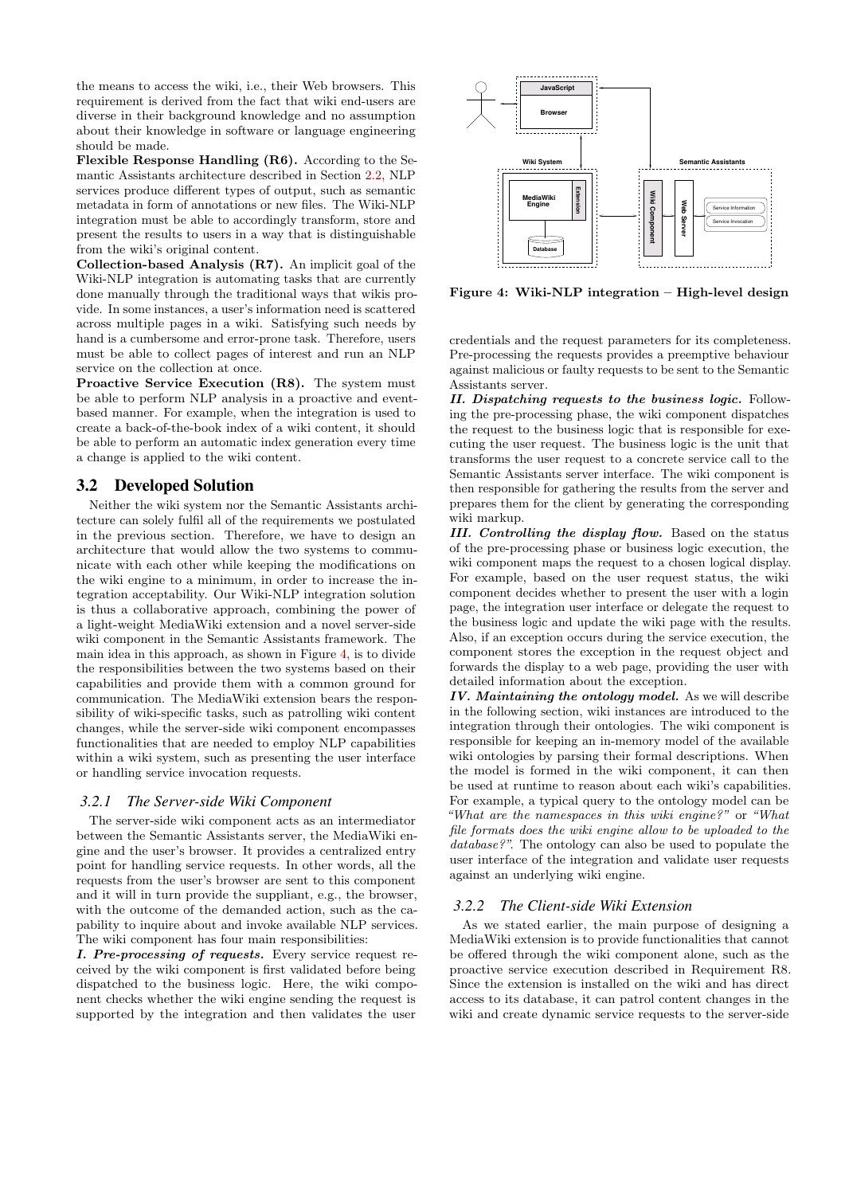the means to access the wiki, i.e., their Web browsers. This requirement is derived from the fact that wiki end-users are diverse in their background knowledge and no assumption about their knowledge in software or language engineering should be made.

**Flexible Response Handling (R6).** According to the Semantic Assistants architecture described in Section 2.2, NLP services produce different types of output, such as semantic metadata in form of annotations or new files. The Wiki-NLP integration must be able to accordingly transform, store and present the results to users in a way that is distinguishable from the wiki's original content.

**Collection-based Analysis (R7).** An implicit goal of the Wiki-NLP integration is automating tasks that are currently done manually through the traditional ways that wikis provide. In some instances, a user's information need is scattered across multiple pages in a wiki. Satisfying such needs by hand is a cumbersome and error-prone task. Therefore, users must be able to collect pages of interest and run an NLP service on the collection at once.

**Proactive Service Execution (R8).** The system must be able to perform NLP analysis in a proactive and event-based manner. For example, when the integration is used to create a back-of-the-book index of a wiki content, it should be able to perform an automatic index generation every time a change is applied to the wiki content.

## 3.2 Developed Solution

Neither the wiki system nor the Semantic Assistants architecture can solely fulfil all of the requirements we postulated in the previous section. Therefore, we have to design an architecture that would allow the two systems to communicate with each other while keeping the modifications on the wiki engine to a minimum, in order to increase the integration acceptability. Our Wiki-NLP integration solution is thus a collaborative approach, combining the power of a light-weight MediaWiki extension and a novel server-side wiki component in the Semantic Assistants framework. The main idea in this approach, as shown in Figure 4, is to divide the responsibilities between the two systems based on their capabilities and provide them with a common ground for communication. The MediaWiki extension bears the responsibility of wiki-specific tasks, such as patrolling wiki content changes, while the server-side wiki component encompasses functionalities that are needed to employ NLP capabilities within a wiki system, such as presenting the user interface or handling service invocation requests.

### 3.2.1 The Server-side Wiki Component

The server-side wiki component acts as an intermediator between the Semantic Assistants server, the MediaWiki engine and the user's browser. It provides a centralized entry point for handling service requests. In other words, all the requests from the user's browser are sent to this component and it will in turn provide the suppliant, e.g., the browser, with the outcome of the demanded action, such as the capability to inquire about and invoke available NLP services. The wiki component has four main responsibilities:

***I. Pre-processing of requests.*** Every service request received by the wiki component is first validated before being dispatched to the business logic. Here, the wiki component checks whether the wiki engine sending the request is supported by the integration and then validates the user

JavaScript

Browser

Wiki System

MediaWiki Engine

Extension

Database

Semantic Assistants

Wiki Component

Web Server

Service Information

Service Invocation

**Figure 4: Wiki-NLP integration – High-level design**

credentials and the request parameters for its completeness. Pre-processing the requests provides a preemptive behaviour against malicious or faulty requests to be sent to the Semantic Assistants server.

***II. Dispatching requests to the business logic.*** Following the pre-processing phase, the wiki component dispatches the request to the business logic that is responsible for executing the user request. The business logic is the unit that transforms the user request to a concrete service call to the Semantic Assistants server interface. The wiki component is then responsible for gathering the results from the server and prepares them for the client by generating the corresponding wiki markup.

***III. Controlling the display flow.*** Based on the status of the pre-processing phase or business logic execution, the wiki component maps the request to a chosen logical display. For example, based on the user request status, the wiki component decides whether to present the user with a login page, the integration user interface or delegate the request to the business logic and update the wiki page with the results. Also, if an exception occurs during the service execution, the component stores the exception in the request object and forwards the display to a web page, providing the user with detailed information about the exception.

***IV. Maintaining the ontology model.*** As we will describe in the following section, wiki instances are introduced to the integration through their ontologies. The wiki component is responsible for keeping an in-memory model of the available wiki ontologies by parsing their formal descriptions. When the model is formed in the wiki component, it can then be used at runtime to reason about each wiki's capabilities. For example, a typical query to the ontology model can be *"What are the namespaces in this wiki engine?"* or *"What file formats does the wiki engine allow to be uploaded to the database?"*. The ontology can also be used to populate the user interface of the integration and validate user requests against an underlying wiki engine.

### 3.2.2 The Client-side Wiki Extension

As we stated earlier, the main purpose of designing a MediaWiki extension is to provide functionalities that cannot be offered through the wiki component alone, such as the proactive service execution described in Requirement R8. Since the extension is installed on the wiki and has direct access to its database, it can patrol content changes in the wiki and create dynamic service requests to the server-side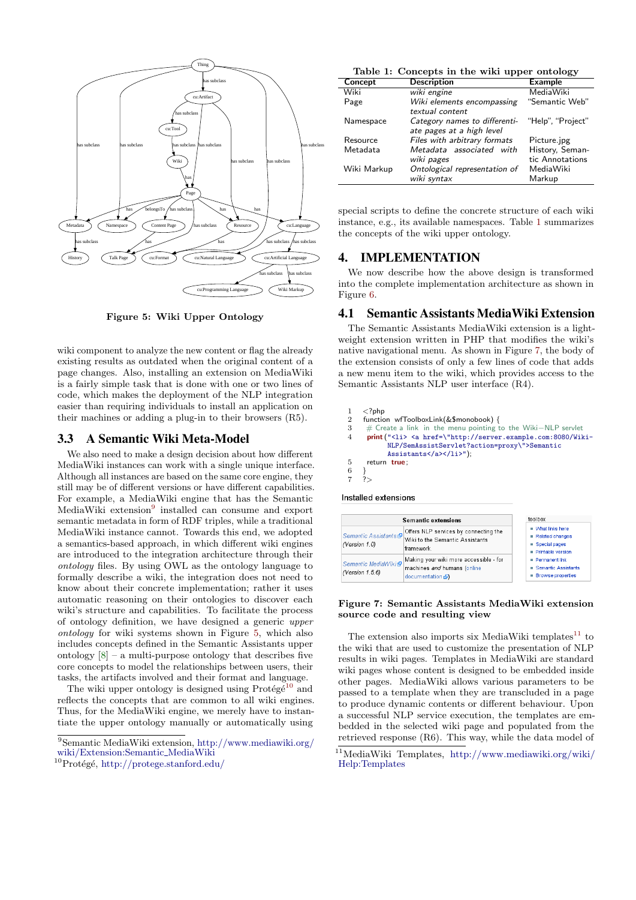Figure 5: Wiki Upper Ontology

wiki component to analyze the new content or flag the already existing results as outdated when the original content of a page changes. Also, installing an extension on MediaWiki is a fairly simple task that is done with one or two lines of code, which makes the deployment of the NLP integration easier than requiring individuals to install an application on their machines or adding a plug-in to their browsers (R5).

## 3.3 A Semantic Wiki Meta-Model

We also need to make a design decision about how different MediaWiki instances can work with a single unique interface. Although all instances are based on the same core engine, they still may be of different versions or have different capabilities. For example, a MediaWiki engine that has the Semantic MediaWiki extension[9] installed can consume and export semantic metadata in form of RDF triples, while a traditional MediaWiki instance cannot. Towards this end, we adopted a semantics-based approach, in which different wiki engines are introduced to the integration architecture through their *ontology* files. By using OWL as the ontology language to formally describe a wiki, the integration does not need to know about their concrete implementation; rather it uses automatic reasoning on their ontologies to discover each wiki's structure and capabilities. To facilitate the process of ontology definition, we have designed a generic *upper ontology* for wiki systems shown in Figure 5, which also includes concepts defined in the Semantic Assistants upper ontology [8] – a multi-purpose ontology that describes five core concepts to model the relationships between users, their tasks, the artifacts involved and their format and language.

The wiki upper ontology is designed using Protégé[10] and reflects the concepts that are common to all wiki engines. Thus, for the MediaWiki engine, we merely have to instantiate the upper ontology manually or automatically using special scripts to define the concrete structure of each wiki instance, e.g., its available namespaces. Table 1 summarizes the concepts of the wiki upper ontology.

Table 1: Concepts in the wiki upper ontology

| Concept | Description | Example |
|---|---|---|
| Wiki | *wiki engine* | MediaWiki |
| Page | *Wiki elements encompassing textual content* | "Semantic Web" |
| Namespace | *Category names to differentiate pages at a high level* | "Help", "Project" |
| Resource | *Files with arbitrary formats* | Picture.jpg |
| Metadata | *Metadata associated with wiki pages* | History, Semantic Annotations |
| Wiki Markup | *Ontological representation of wiki syntax* | MediaWiki Markup |

# 4. IMPLEMENTATION

We now describe how the above design is transformed into the complete implementation architecture as shown in Figure 6.

## 4.1 Semantic Assistants MediaWiki Extension

The Semantic Assistants MediaWiki extension is a lightweight extension written in PHP that modifies the wiki's native navigational menu. As shown in Figure 7, the body of the extension consists of only a few lines of code that adds a new menu item to the wiki, which provides access to the Semantic Assistants NLP user interface (R4).

```
1  <?php
2  function wfToolboxLink(&$monobook) {
3    # Create a link in the menu pointing to the Wiki-NLP servlet
4    print("<li> <a href=\"http://server.example.com:8080/Wiki-
         NLP/SemAssistServlet?action=proxy\">Semantic
         Assistants</a></li>");
5    return true;
6  }
7  ?>
```

Installed extensions

| Semantic extensions | |
|---|---|
| Semantic Assistants (Version 1.0) | Offers NLP services by connecting the Wiki to the Semantic Assistants framework. |
| Semantic MediaWiki (Version 1.5.6) | Making your wiki more accessible - for machines *and* humans (online documentation) |

toolbox
- What links here
- Related changes
- Special pages
- Printable version
- Permanent link
- Semantic Assistants
- Browse properties

Figure 7: Semantic Assistants MediaWiki extension source code and resulting view

The extension also imports six MediaWiki templates[11] to the wiki that are used to customize the presentation of NLP results in wiki pages. Templates in MediaWiki are standard wiki pages whose content is designed to be embedded inside other pages. MediaWiki allows various parameters to be passed to a template when they are transcluded in a page to produce dynamic contents or different behaviour. Upon a successful NLP service execution, the templates are embedded in the selected wiki page and populated from the retrieved response (R6). This way, while the data model of

[9] Semantic MediaWiki extension, http://www.mediawiki.org/wiki/Extension:Semantic_MediaWiki

[10] Protégé, http://protege.stanford.edu/

[11] MediaWiki Templates, http://www.mediawiki.org/wiki/Help:Templates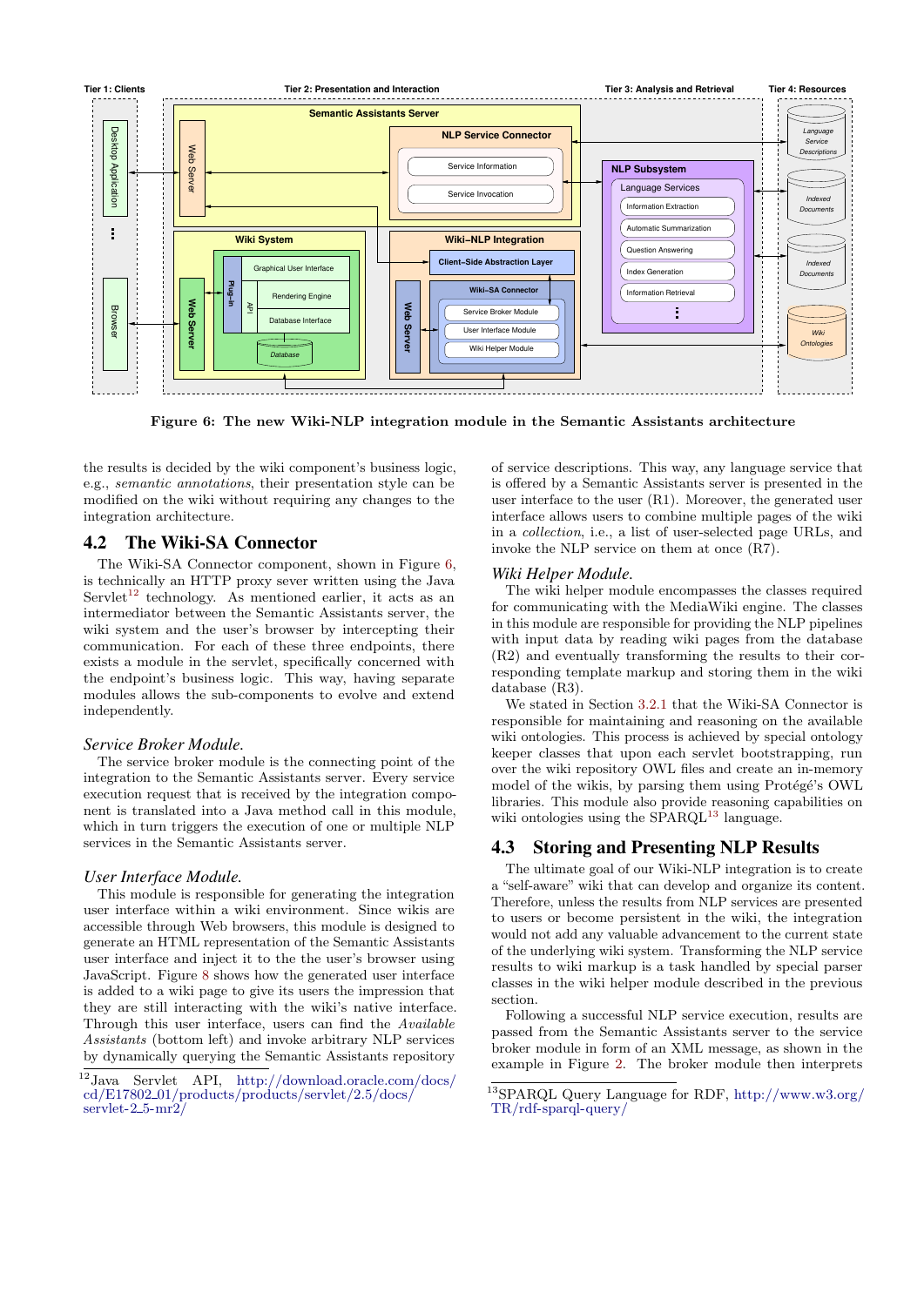Figure 6: The new Wiki-NLP integration module in the Semantic Assistants architecture

the results is decided by the wiki component's business logic, e.g., *semantic annotations*, their presentation style can be modified on the wiki without requiring any changes to the integration architecture.

## 4.2 The Wiki-SA Connector

The Wiki-SA Connector component, shown in Figure 6, is technically an HTTP proxy sever written using the Java Servlet[12] technology. As mentioned earlier, it acts as an intermediator between the Semantic Assistants server, the wiki system and the user's browser by intercepting their communication. For each of these three endpoints, there exists a module in the servlet, specifically concerned with the endpoint's business logic. This way, having separate modules allows the sub-components to evolve and extend independently.

### *Service Broker Module.*

The service broker module is the connecting point of the integration to the Semantic Assistants server. Every service execution request that is received by the integration component is translated into a Java method call in this module, which in turn triggers the execution of one or multiple NLP services in the Semantic Assistants server.

### *User Interface Module.*

This module is responsible for generating the integration user interface within a wiki environment. Since wikis are accessible through Web browsers, this module is designed to generate an HTML representation of the Semantic Assistants user interface and inject it to the the user's browser using JavaScript. Figure 8 shows how the generated user interface is added to a wiki page to give its users the impression that they are still interacting with the wiki's native interface. Through this user interface, users can find the *Available Assistants* (bottom left) and invoke arbitrary NLP services by dynamically querying the Semantic Assistants repository of service descriptions. This way, any language service that is offered by a Semantic Assistants server is presented in the user interface to the user (R1). Moreover, the generated user interface allows users to combine multiple pages of the wiki in a *collection*, i.e., a list of user-selected page URLs, and invoke the NLP service on them at once (R7).

### *Wiki Helper Module.*

The wiki helper module encompasses the classes required for communicating with the MediaWiki engine. The classes in this module are responsible for providing the NLP pipelines with input data by reading wiki pages from the database (R2) and eventually transforming the results to their corresponding template markup and storing them in the wiki database (R3).

We stated in Section 3.2.1 that the Wiki-SA Connector is responsible for maintaining and reasoning on the available wiki ontologies. This process is achieved by special ontology keeper classes that upon each servlet bootstrapping, run over the wiki repository OWL files and create an in-memory model of the wikis, by parsing them using Protégé's OWL libraries. This module also provide reasoning capabilities on wiki ontologies using the SPARQL[13] language.

## 4.3 Storing and Presenting NLP Results

The ultimate goal of our Wiki-NLP integration is to create a "self-aware" wiki that can develop and organize its content. Therefore, unless the results from NLP services are presented to users or become persistent in the wiki, the integration would not add any valuable advancement to the current state of the underlying wiki system. Transforming the NLP service results to wiki markup is a task handled by special parser classes in the wiki helper module described in the previous section.

Following a successful NLP service execution, results are passed from the Semantic Assistants server to the service broker module in form of an XML message, as shown in the example in Figure 2. The broker module then interprets

[12] Java Servlet API, http://download.oracle.com/docs/cd/E17802_01/products/products/servlet/2.5/docs/servlet-2_5-mr2/

[13] SPARQL Query Language for RDF, http://www.w3.org/TR/rdf-sparql-query/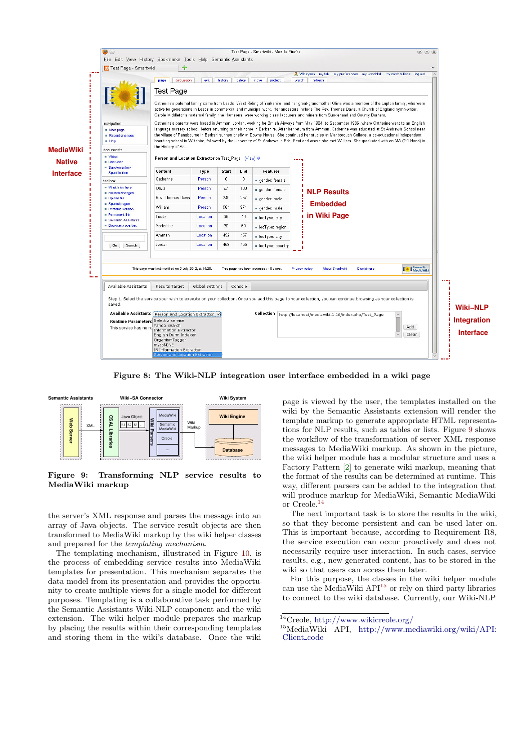**Figure 8: The Wiki-NLP integration user interface embedded in a wiki page**

**Figure 9: Transforming NLP service results to MediaWiki markup**

the server's XML response and parses the message into an array of Java objects. The service result objects are then transformed to MediaWiki markup by the wiki helper classes and prepared for the *templating mechanism*.

The templating mechanism, illustrated in Figure 10, is the process of embedding service results into MediaWiki templates for presentation. This mechanism separates the data model from its presentation and provides the opportunity to create multiple views for a single model for different purposes. Templating is a collaborative task performed by the Semantic Assistants Wiki-NLP component and the wiki extension. The wiki helper module prepares the markup by placing the results within their corresponding templates and storing them in the wiki's database. Once the wiki page is viewed by the user, the templates installed on the wiki by the Semantic Assistants extension will render the template markup to generate appropriate HTML representations for NLP results, such as tables or lists. Figure 9 shows the workflow of the transformation of server XML response messages to MediaWiki markup. As shown in the picture, the wiki helper module has a modular structure and uses a Factory Pattern [2] to generate wiki markup, meaning that the format of the results can be determined at runtime. This way, different parsers can be added to the integration that will produce markup for MediaWiki, Semantic MediaWiki or Creole.[14]

The next important task is to store the results in the wiki, so that they become persistent and can be used later on. This is important because, according to Requirement R8, the service execution can occur proactively and does not necessarily require user interaction. In such cases, service results, e.g., new generated content, has to be stored in the wiki so that users can access them later.

For this purpose, the classes in the wiki helper module can use the MediaWiki API[15] or rely on third party libraries to connect to the wiki database. Currently, our Wiki-NLP

[14] Creole, http://www.wikicreole.org/

[15] MediaWiki API, http://www.mediawiki.org/wiki/API:Client_code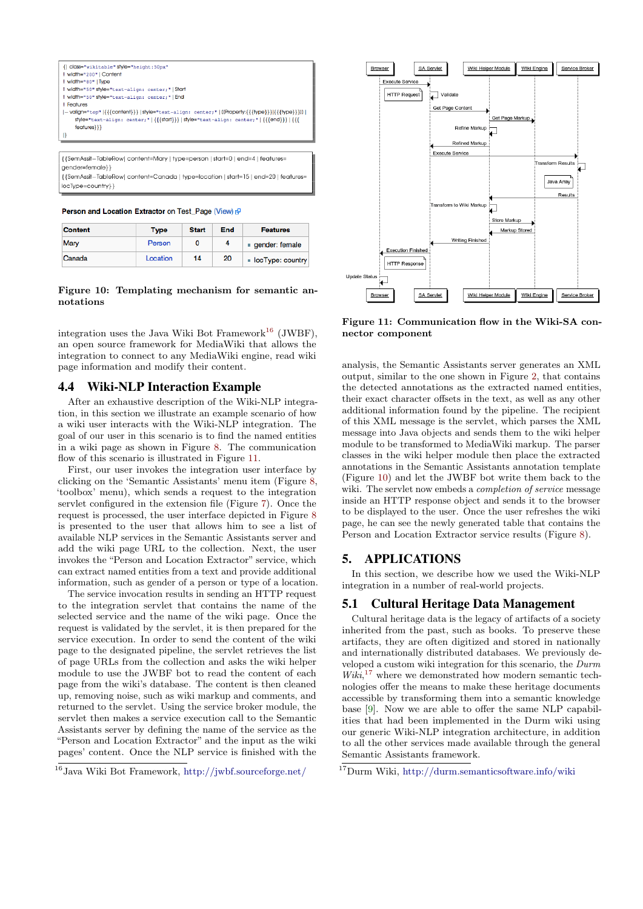```
{| class="wikitable" style="height:50px"
! width="200" | Content
! width="80" | Type
! width="50" style="text-align: center;" | Start
! width="50" style="text-align: center;" | End
! Features
|- valign="top" |{{{content}}} | style="text-align: center;" | [[Property:{{{type}}}|{{{type}}}]] |
   style="text-align: center;" | {{{start}}} | style="text-align: center;" | {{{end}}} | {{{
   features}}}
|}
```

```
{{SemAssit-TableRow| content=Mary | type=person | start=0 | end=4 | features=
gender=female}}
{{SemAssit-TableRow| content=Canada | type=location | start=15 | end=20 | features=
locType=country}}
```

**Person and Location Extractor** on Test_Page (View)

| Content | Type | Start | End | Features |
|---|---|---|---|---|
| Mary | Person | 0 | 4 | ▪ gender: female |
| Canada | Location | 14 | 20 | ▪ locType: country |

**Figure 10: Templating mechanism for semantic annotations**

integration uses the Java Wiki Bot Framework[16] (JWBF), an open source framework for MediaWiki that allows the integration to connect to any MediaWiki engine, read wiki page information and modify their content.

## 4.4 Wiki-NLP Interaction Example

After an exhaustive description of the Wiki-NLP integration, in this section we illustrate an example scenario of how a wiki user interacts with the Wiki-NLP integration. The goal of our user in this scenario is to find the named entities in a wiki page as shown in Figure 8. The communication flow of this scenario is illustrated in Figure 11.

First, our user invokes the integration user interface by clicking on the 'Semantic Assistants' menu item (Figure 8, 'toolbox' menu), which sends a request to the integration servlet configured in the extension file (Figure 7). Once the request is processed, the user interface depicted in Figure 8 is presented to the user that allows him to see a list of available NLP services in the Semantic Assistants server and add the wiki page URL to the collection. Next, the user invokes the "Person and Location Extractor" service, which can extract named entities from a text and provide additional information, such as gender of a person or type of a location.

The service invocation results in sending an HTTP request to the integration servlet that contains the name of the selected service and the name of the wiki page. Once the request is validated by the servlet, it is then prepared for the service execution. In order to send the content of the wiki page to the designated pipeline, the servlet retrieves the list of page URLs from the collection and asks the wiki helper module to use the JWBF bot to read the content of each page from the wiki's database. The content is then cleaned up, removing noise, such as wiki markup and comments, and returned to the servlet. Using the service broker module, the servlet then makes a service execution call to the Semantic Assistants server by defining the name of the service as the "Person and Location Extractor" and the input as the wiki pages' content. Once the NLP service is finished with the

[16] Java Wiki Bot Framework, http://jwbf.sourceforge.net/

Browser
SA Servlet
Wiki Helper Module
Wiki Engine
Service Broker
Execute Service
HTTP Request
Validate
Get Page Content
Get Page Markup
Refine Markup
Refined Markup
Execute Service
Transform Results
Java Array
Results
Transform to Wiki Markup
Store Markup
Markup Stored
Writing Finished
Execution Finished
HTTP Response
Update Status
Browser
SA Servlet
Wiki Helper Module
Wiki Engine
Service Broker

**Figure 11: Communication flow in the Wiki-SA connector component**

analysis, the Semantic Assistants server generates an XML output, similar to the one shown in Figure 2, that contains the detected annotations as the extracted named entities, their exact character offsets in the text, as well as any other additional information found by the pipeline. The recipient of this XML message is the servlet, which parses the XML message into Java objects and sends them to the wiki helper module to be transformed to MediaWiki markup. The parser classes in the wiki helper module then place the extracted annotations in the Semantic Assistants annotation template (Figure 10) and let the JWBF bot write them back to the wiki. The servlet now embeds a *completion of service* message inside an HTTP response object and sends it to the browser to be displayed to the user. Once the user refreshes the wiki page, he can see the newly generated table that contains the Person and Location Extractor service results (Figure 8).

# 5. APPLICATIONS

In this section, we describe how we used the Wiki-NLP integration in a number of real-world projects.

## 5.1 Cultural Heritage Data Management

Cultural heritage data is the legacy of artifacts of a society inherited from the past, such as books. To preserve these artifacts, they are often digitized and stored in nationally and internationally distributed databases. We previously developed a custom wiki integration for this scenario, the *Durm Wiki*,[17] where we demonstrated how modern semantic technologies offer the means to make these heritage documents accessible by transforming them into a semantic knowledge base [9]. Now we are able to offer the same NLP capabilities that had been implemented in the Durm wiki using our generic Wiki-NLP integration architecture, in addition to all the other services made available through the general Semantic Assistants framework.

[17] Durm Wiki, http://durm.semanticsoftware.info/wiki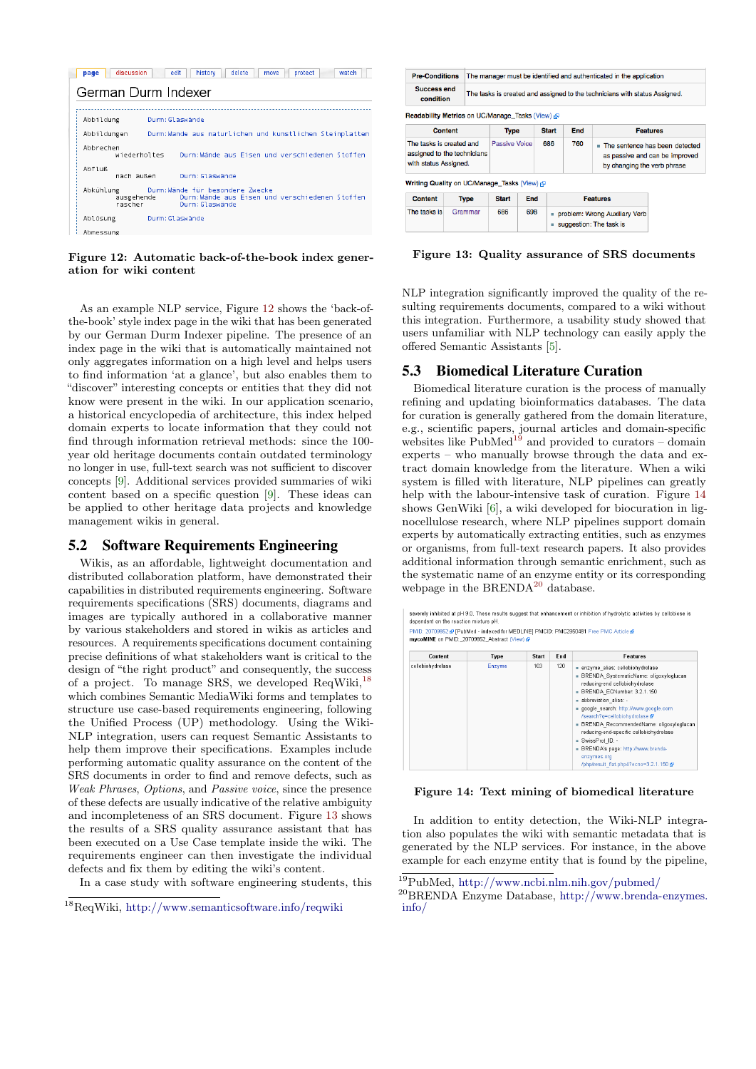Figure 12: Automatic back-of-the-book index generation for wiki content

As an example NLP service, Figure 12 shows the 'back-of-the-book' style index page in the wiki that has been generated by our German Durm Indexer pipeline. The presence of an index page in the wiki that is automatically maintained not only aggregates information on a high level and helps users to find information 'at a glance', but also enables them to "discover" interesting concepts or entities that they did not know were present in the wiki. In our application scenario, a historical encyclopedia of architecture, this index helped domain experts to locate information that they could not find through information retrieval methods: since the 100-year old heritage documents contain outdated terminology no longer in use, full-text search was not sufficient to discover concepts [9]. Additional services provided summaries of wiki content based on a specific question [9]. These ideas can be applied to other heritage data projects and knowledge management wikis in general.

## 5.2 Software Requirements Engineering

Wikis, as an affordable, lightweight documentation and distributed collaboration platform, have demonstrated their capabilities in distributed requirements engineering. Software requirements specifications (SRS) documents, diagrams and images are typically authored in a collaborative manner by various stakeholders and stored in wikis as articles and resources. A requirements specifications document containing precise definitions of what stakeholders want is critical to the design of "the right product" and consequently, the success of a project. To manage SRS, we developed ReqWiki,[18] which combines Semantic MediaWiki forms and templates to structure use case-based requirements engineering, following the Unified Process (UP) methodology. Using the Wiki-NLP integration, users can request Semantic Assistants to help them improve their specifications. Examples include performing automatic quality assurance on the content of the SRS documents in order to find and remove defects, such as *Weak Phrases*, *Options*, and *Passive voice*, since the presence of these defects are usually indicative of the relative ambiguity and incompleteness of an SRS document. Figure 13 shows the results of a SRS quality assurance assistant that has been executed on a Use Case template inside the wiki. The requirements engineer can then investigate the individual defects and fix them by editing the wiki's content.

In a case study with software engineering students, this NLP integration significantly improved the quality of the resulting requirements documents, compared to a wiki without this integration. Furthermore, a usability study showed that users unfamiliar with NLP technology can easily apply the offered Semantic Assistants [5].

[18] ReqWiki, http://www.semanticsoftware.info/reqwiki

Figure 13: Quality assurance of SRS documents

## 5.3 Biomedical Literature Curation

Biomedical literature curation is the process of manually refining and updating bioinformatics databases. The data for curation is generally gathered from the domain literature, e.g., scientific papers, journal articles and domain-specific websites like PubMed[19] and provided to curators – domain experts – who manually browse through the data and extract domain knowledge from the literature. When a wiki system is filled with literature, NLP pipelines can greatly help with the labour-intensive task of curation. Figure 14 shows GenWiki [6], a wiki developed for biocuration in lignocellulose research, where NLP pipelines support domain experts by automatically extracting entities, such as enzymes or organisms, from full-text research papers. It also provides additional information through semantic enrichment, such as the systematic name of an enzyme entity or its corresponding webpage in the BRENDA[20] database.

Figure 14: Text mining of biomedical literature

In addition to entity detection, the Wiki-NLP integration also populates the wiki with semantic metadata that is generated by the NLP services. For instance, in the above example for each enzyme entity that is found by the pipeline,

[19] PubMed, http://www.ncbi.nlm.nih.gov/pubmed/

[20] BRENDA Enzyme Database, http://www.brenda-enzymes.info/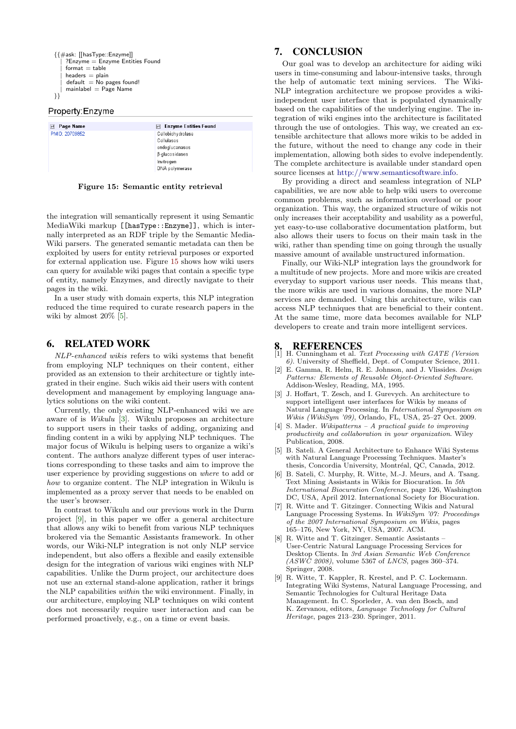```
{{#ask: [[hasType::Enzyme]]
  | ?Enzyme = Enzyme Entities Found
  | format = table
  | headers = plain
  | default = No pages found!
  | mainlabel = Page Name
}}
```

Property:Enzyme

| Page Name | Enzyme Entities Found |
| --- | --- |
| PMID: 20709852 | Cellobiohydrolase<br>Cellulases<br>endoglucanases<br>β-glucosidases<br>Invitrogen<br>DNA polymerase |

**Figure 15: Semantic entity retrieval**

the integration will semantically represent it using Semantic MediaWiki markup `[[hasType::Enzyme]]`, which is internally interpreted as an RDF triple by the Semantic MediaWiki parsers. The generated semantic metadata can then be exploited by users for entity retrieval purposes or exported for external application use. Figure 15 shows how wiki users can query for available wiki pages that contain a specific type of entity, namely Enzymes, and directly navigate to their pages in the wiki.

In a user study with domain experts, this NLP integration reduced the time required to curate research papers in the wiki by almost 20% [5].

## 6. RELATED WORK

*NLP-enhanced wikis* refers to wiki systems that benefit from employing NLP techniques on their content, either provided as an extension to their architecture or tightly integrated in their engine. Such wikis aid their users with content development and management by employing language analytics solutions on the wiki content.

Currently, the only existing NLP-enhanced wiki we are aware of is *Wikulu* [3]. Wikulu proposes an architecture to support users in their tasks of adding, organizing and finding content in a wiki by applying NLP techniques. The major focus of Wikulu is helping users to organize a wiki's content. The authors analyze different types of user interactions corresponding to these tasks and aim to improve the user experience by providing suggestions on *where* to add or *how* to organize content. The NLP integration in Wikulu is implemented as a proxy server that needs to be enabled on the user's browser.

In contrast to Wikulu and our previous work in the Durm project [9], in this paper we offer a general architecture that allows any wiki to benefit from various NLP techniques brokered via the Semantic Assistants framework. In other words, our Wiki-NLP integration is not only NLP service independent, but also offers a flexible and easily extensible design for the integration of various wiki engines with NLP capabilities. Unlike the Durm project, our architecture does not use an external stand-alone application, rather it brings the NLP capabilities *within* the wiki environment. Finally, in our architecture, employing NLP techniques on wiki content does not necessarily require user interaction and can be performed proactively, e.g., on a time or event basis.

## 7. CONCLUSION

Our goal was to develop an architecture for aiding wiki users in time-consuming and labour-intensive tasks, through the help of automatic text mining services. The Wiki-NLP integration architecture we propose provides a wiki-independent user interface that is populated dynamically based on the capabilities of the underlying engine. The integration of wiki engines into the architecture is facilitated through the use of ontologies. This way, we created an extensible architecture that allows more wikis to be added in the future, without the need to change any code in their implementation, allowing both sides to evolve independently. The complete architecture is available under standard open source licenses at http://www.semanticsoftware.info.

By providing a direct and seamless integration of NLP capabilities, we are now able to help wiki users to overcome common problems, such as information overload or poor organization. This way, the organized structure of wikis not only increases their acceptability and usability as a powerful, yet easy-to-use collaborative documentation platform, but also allows their users to focus on their main task in the wiki, rather than spending time on going through the usually massive amount of available unstructured information.

Finally, our Wiki-NLP integration lays the groundwork for a multitude of new projects. More and more wikis are created everyday to support various user needs. This means that, the more wikis are used in various domains, the more NLP services are demanded. Using this architecture, wikis can access NLP techniques that are beneficial to their content. At the same time, more data becomes available for NLP developers to create and train more intelligent services.

## 8. REFERENCES

[1] H. Cunningham et al. *Text Processing with GATE (Version 6)*. University of Sheffield, Dept. of Computer Science, 2011.

[2] E. Gamma, R. Helm, R. E. Johnson, and J. Vlissides. *Design Patterns: Elements of Reusable Object-Oriented Software*. Addison-Wesley, Reading, MA, 1995.

[3] J. Hoffart, T. Zesch, and I. Gurevych. An architecture to support intelligent user interfaces for Wikis by means of Natural Language Processing. In *International Symposium on Wikis (WikiSym '09)*, Orlando, FL, USA, 25–27 Oct. 2009.

[4] S. Mader. *Wikipatterns – A practical guide to improving productivity and collaboration in your organization*. Wiley Publication, 2008.

[5] B. Sateli. A General Architecture to Enhance Wiki Systems with Natural Language Processing Techniques. Master's thesis, Concordia University, Montréal, QC, Canada, 2012.

[6] B. Sateli, C. Murphy, R. Witte, M.-J. Meurs, and A. Tsang. Text Mining Assistants in Wikis for Biocuration. In *5th International Biocuration Conference*, page 126, Washington DC, USA, April 2012. International Society for Biocuration.

[7] R. Witte and T. Gitzinger. Connecting Wikis and Natural Language Processing Systems. In *WikiSym '07: Proceedings of the 2007 International Symposium on Wikis*, pages 165–176, New York, NY, USA, 2007. ACM.

[8] R. Witte and T. Gitzinger. Semantic Assistants – User-Centric Natural Language Processing Services for Desktop Clients. In *3rd Asian Semantic Web Conference (ASWC 2008)*, volume 5367 of *LNCS*, pages 360–374. Springer, 2008.

[9] R. Witte, T. Kappler, R. Krestel, and P. C. Lockemann. Integrating Wiki Systems, Natural Language Processing, and Semantic Technologies for Cultural Heritage Data Management. In C. Sporleder, A. van den Bosch, and K. Zervanou, editors, *Language Technology for Cultural Heritage*, pages 213–230. Springer, 2011.